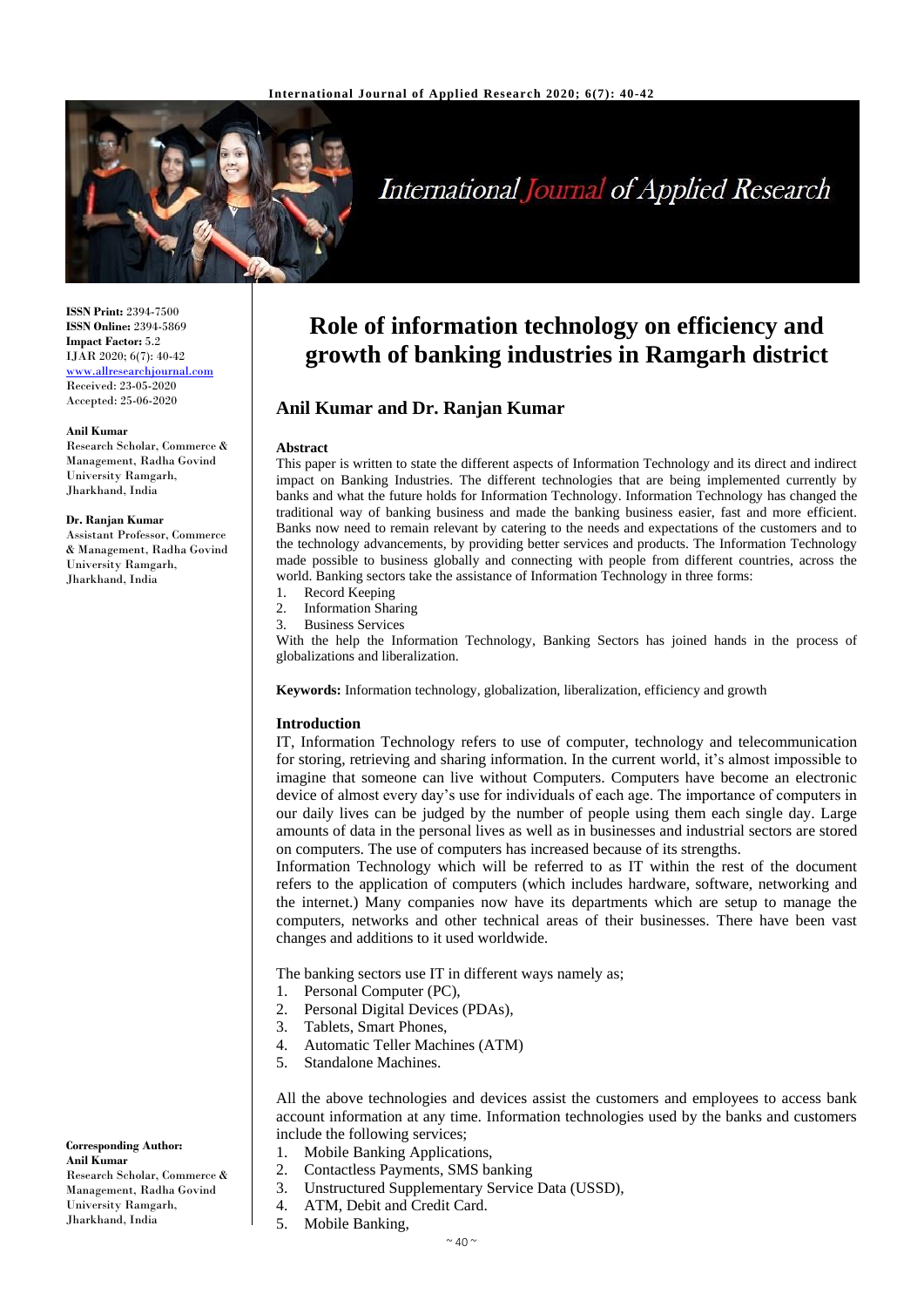**ISSN Print:** 2394-7500
**ISSN Online:** 2394-5869
**Impact Factor:** 5.2
IJAR 2020; 6(7): 40-42
www.allresearchjournal.com
Received: 23-05-2020
Accepted: 25-06-2020

**Anil Kumar**
Research Scholar, Commerce & Management, Radha Govind University Ramgarh, Jharkhand, India

**Dr. Ranjan Kumar**
Assistant Professor, Commerce & Management, Radha Govind University Ramgarh, Jharkhand, India

**Corresponding Author:**
**Anil Kumar**
Research Scholar, Commerce & Management, Radha Govind University Ramgarh, Jharkhand, India

# Role of information technology on efficiency and growth of banking industries in Ramgarh district

## Anil Kumar and Dr. Ranjan Kumar

### Abstract

This paper is written to state the different aspects of Information Technology and its direct and indirect impact on Banking Industries. The different technologies that are being implemented currently by banks and what the future holds for Information Technology. Information Technology has changed the traditional way of banking business and made the banking business easier, fast and more efficient. Banks now need to remain relevant by catering to the needs and expectations of the customers and to the technology advancements, by providing better services and products. The Information Technology made possible to business globally and connecting with people from different countries, across the world. Banking sectors take the assistance of Information Technology in three forms:

1. Record Keeping
2. Information Sharing
3. Business Services

With the help the Information Technology, Banking Sectors has joined hands in the process of globalizations and liberalization.

**Keywords:** Information technology, globalization, liberalization, efficiency and growth

### Introduction

IT, Information Technology refers to use of computer, technology and telecommunication for storing, retrieving and sharing information. In the current world, it's almost impossible to imagine that someone can live without Computers. Computers have become an electronic device of almost every day's use for individuals of each age. The importance of computers in our daily lives can be judged by the number of people using them each single day. Large amounts of data in the personal lives as well as in businesses and industrial sectors are stored on computers. The use of computers has increased because of its strengths.

Information Technology which will be referred to as IT within the rest of the document refers to the application of computers (which includes hardware, software, networking and the internet.) Many companies now have its departments which are setup to manage the computers, networks and other technical areas of their businesses. There have been vast changes and additions to it used worldwide.

The banking sectors use IT in different ways namely as;

1. Personal Computer (PC),
2. Personal Digital Devices (PDAs),
3. Tablets, Smart Phones,
4. Automatic Teller Machines (ATM)
5. Standalone Machines.

All the above technologies and devices assist the customers and employees to access bank account information at any time. Information technologies used by the banks and customers include the following services;

1. Mobile Banking Applications,
2. Contactless Payments, SMS banking
3. Unstructured Supplementary Service Data (USSD),
4. ATM, Debit and Credit Card.
5. Mobile Banking,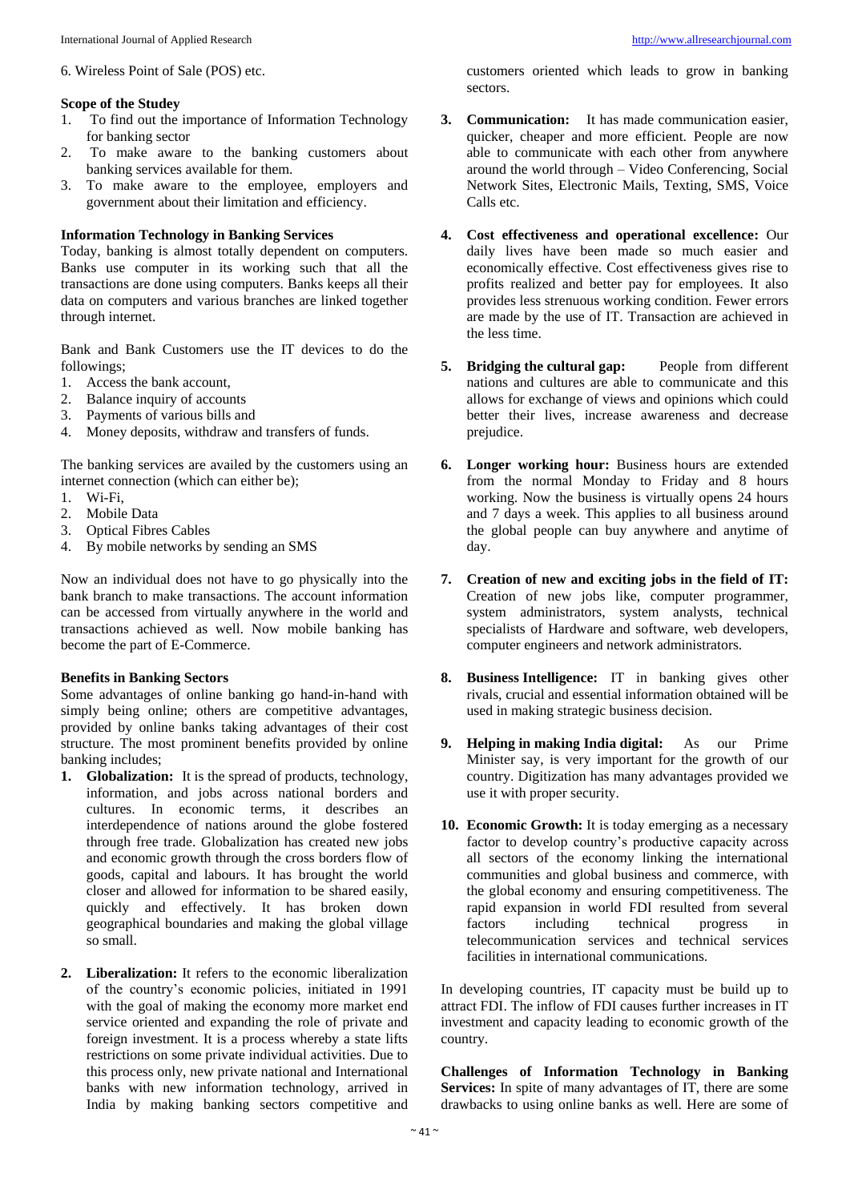6. Wireless Point of Sale (POS) etc.

**Scope of the Studey**

1. To find out the importance of Information Technology for banking sector
2. To make aware to the banking customers about banking services available for them.
3. To make aware to the employee, employers and government about their limitation and efficiency.

**Information Technology in Banking Services**

Today, banking is almost totally dependent on computers. Banks use computer in its working such that all the transactions are done using computers. Banks keeps all their data on computers and various branches are linked together through internet.

Bank and Bank Customers use the IT devices to do the followings;

1. Access the bank account,
2. Balance inquiry of accounts
3. Payments of various bills and
4. Money deposits, withdraw and transfers of funds.

The banking services are availed by the customers using an internet connection (which can either be);

1. Wi-Fi,
2. Mobile Data
3. Optical Fibres Cables
4. By mobile networks by sending an SMS

Now an individual does not have to go physically into the bank branch to make transactions. The account information can be accessed from virtually anywhere in the world and transactions achieved as well. Now mobile banking has become the part of E-Commerce.

**Benefits in Banking Sectors**

Some advantages of online banking go hand-in-hand with simply being online; others are competitive advantages, provided by online banks taking advantages of their cost structure. The most prominent benefits provided by online banking includes;

1. **Globalization:** It is the spread of products, technology, information, and jobs across national borders and cultures. In economic terms, it describes an interdependence of nations around the globe fostered through free trade. Globalization has created new jobs and economic growth through the cross borders flow of goods, capital and labours. It has brought the world closer and allowed for information to be shared easily, quickly and effectively. It has broken down geographical boundaries and making the global village so small.
2. **Liberalization:** It refers to the economic liberalization of the country's economic policies, initiated in 1991 with the goal of making the economy more market end service oriented and expanding the role of private and foreign investment. It is a process whereby a state lifts restrictions on some private individual activities. Due to this process only, new private national and International banks with new information technology, arrived in India by making banking sectors competitive and customers oriented which leads to grow in banking sectors.
3. **Communication:** It has made communication easier, quicker, cheaper and more efficient. People are now able to communicate with each other from anywhere around the world through – Video Conferencing, Social Network Sites, Electronic Mails, Texting, SMS, Voice Calls etc.
4. **Cost effectiveness and operational excellence:** Our daily lives have been made so much easier and economically effective. Cost effectiveness gives rise to profits realized and better pay for employees. It also provides less strenuous working condition. Fewer errors are made by the use of IT. Transaction are achieved in the less time.
5. **Bridging the cultural gap:** People from different nations and cultures are able to communicate and this allows for exchange of views and opinions which could better their lives, increase awareness and decrease prejudice.
6. **Longer working hour:** Business hours are extended from the normal Monday to Friday and 8 hours working. Now the business is virtually opens 24 hours and 7 days a week. This applies to all business around the global people can buy anywhere and anytime of day.
7. **Creation of new and exciting jobs in the field of IT:** Creation of new jobs like, computer programmer, system administrators, system analysts, technical specialists of Hardware and software, web developers, computer engineers and network administrators.
8. **Business Intelligence:** IT in banking gives other rivals, crucial and essential information obtained will be used in making strategic business decision.
9. **Helping in making India digital:** As our Prime Minister say, is very important for the growth of our country. Digitization has many advantages provided we use it with proper security.
10. **Economic Growth:** It is today emerging as a necessary factor to develop country's productive capacity across all sectors of the economy linking the international communities and global business and commerce, with the global economy and ensuring competitiveness. The rapid expansion in world FDI resulted from several factors including technical progress in telecommunication services and technical services facilities in international communications.

In developing countries, IT capacity must be build up to attract FDI. The inflow of FDI causes further increases in IT investment and capacity leading to economic growth of the country.

**Challenges of Information Technology in Banking Services:** In spite of many advantages of IT, there are some drawbacks to using online banks as well. Here are some of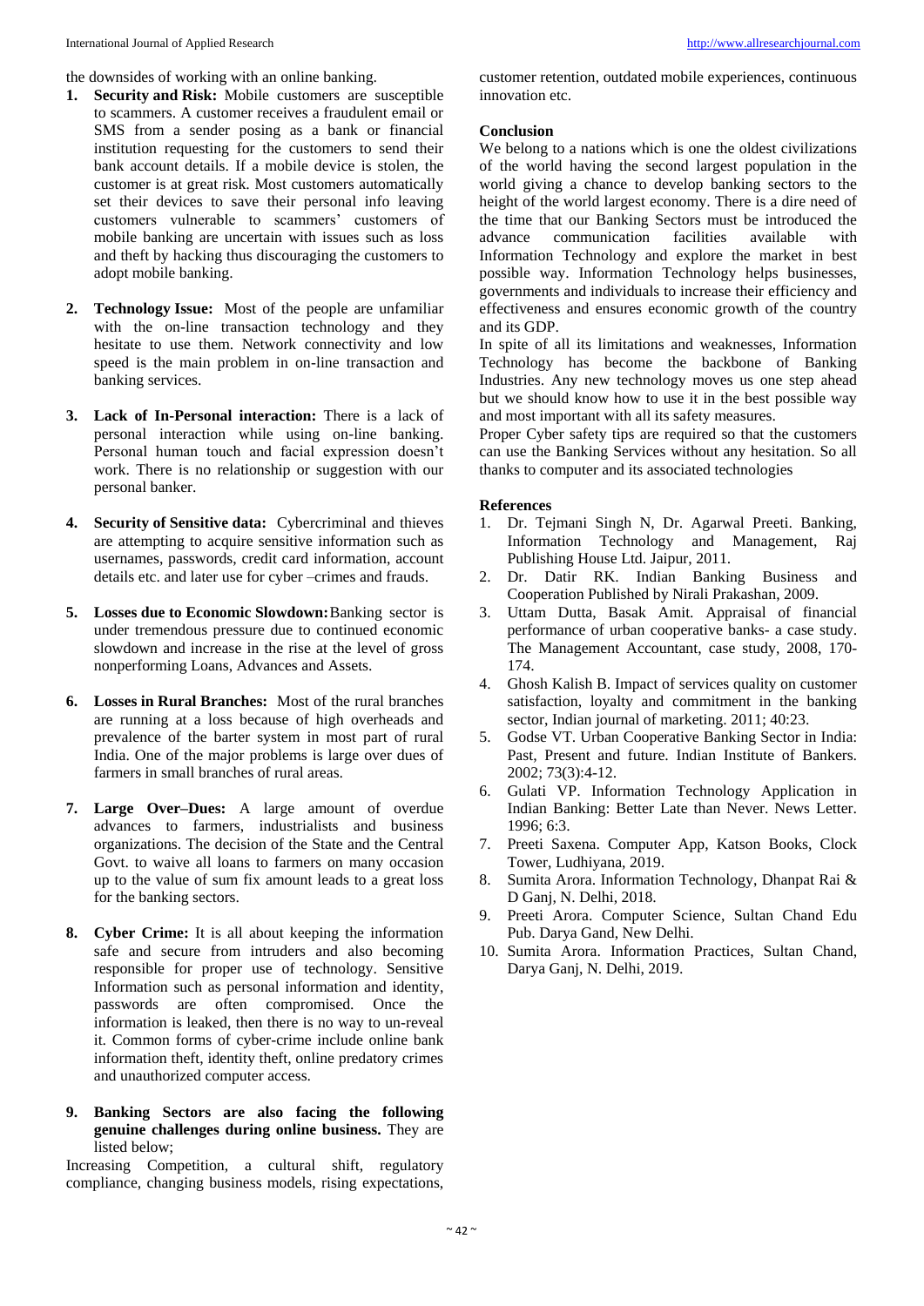the downsides of working with an online banking.

1. **Security and Risk:** Mobile customers are susceptible to scammers. A customer receives a fraudulent email or SMS from a sender posing as a bank or financial institution requesting for the customers to send their bank account details. If a mobile device is stolen, the customer is at great risk. Most customers automatically set their devices to save their personal info leaving customers vulnerable to scammers' customers of mobile banking are uncertain with issues such as loss and theft by hacking thus discouraging the customers to adopt mobile banking.

2. **Technology Issue:** Most of the people are unfamiliar with the on-line transaction technology and they hesitate to use them. Network connectivity and low speed is the main problem in on-line transaction and banking services.

3. **Lack of In-Personal interaction:** There is a lack of personal interaction while using on-line banking. Personal human touch and facial expression doesn't work. There is no relationship or suggestion with our personal banker.

4. **Security of Sensitive data:** Cybercriminal and thieves are attempting to acquire sensitive information such as usernames, passwords, credit card information, account details etc. and later use for cyber –crimes and frauds.

5. **Losses due to Economic Slowdown:** Banking sector is under tremendous pressure due to continued economic slowdown and increase in the rise at the level of gross nonperforming Loans, Advances and Assets.

6. **Losses in Rural Branches:** Most of the rural branches are running at a loss because of high overheads and prevalence of the barter system in most part of rural India. One of the major problems is large over dues of farmers in small branches of rural areas.

7. **Large Over–Dues:** A large amount of overdue advances to farmers, industrialists and business organizations. The decision of the State and the Central Govt. to waive all loans to farmers on many occasion up to the value of sum fix amount leads to a great loss for the banking sectors.

8. **Cyber Crime:** It is all about keeping the information safe and secure from intruders and also becoming responsible for proper use of technology. Sensitive Information such as personal information and identity, passwords are often compromised. Once the information is leaked, then there is no way to un-reveal it. Common forms of cyber-crime include online bank information theft, identity theft, online predatory crimes and unauthorized computer access.

9. **Banking Sectors are also facing the following genuine challenges during online business.** They are listed below;

Increasing Competition, a cultural shift, regulatory compliance, changing business models, rising expectations, customer retention, outdated mobile experiences, continuous innovation etc.

## Conclusion

We belong to a nations which is one the oldest civilizations of the world having the second largest population in the world giving a chance to develop banking sectors to the height of the world largest economy. There is a dire need of the time that our Banking Sectors must be introduced the advance communication facilities available with Information Technology and explore the market in best possible way. Information Technology helps businesses, governments and individuals to increase their efficiency and effectiveness and ensures economic growth of the country and its GDP.

In spite of all its limitations and weaknesses, Information Technology has become the backbone of Banking Industries. Any new technology moves us one step ahead but we should know how to use it in the best possible way and most important with all its safety measures.

Proper Cyber safety tips are required so that the customers can use the Banking Services without any hesitation. So all thanks to computer and its associated technologies

## References

1. Dr. Tejmani Singh N, Dr. Agarwal Preeti. Banking, Information Technology and Management, Raj Publishing House Ltd. Jaipur, 2011.
2. Dr. Datir RK. Indian Banking Business and Cooperation Published by Nirali Prakashan, 2009.
3. Uttam Dutta, Basak Amit. Appraisal of financial performance of urban cooperative banks- a case study. The Management Accountant, case study, 2008, 170-174.
4. Ghosh Kalish B. Impact of services quality on customer satisfaction, loyalty and commitment in the banking sector, Indian journal of marketing. 2011; 40:23.
5. Godse VT. Urban Cooperative Banking Sector in India: Past, Present and future. Indian Institute of Bankers. 2002; 73(3):4-12.
6. Gulati VP. Information Technology Application in Indian Banking: Better Late than Never. News Letter. 1996; 6:3.
7. Preeti Saxena. Computer App, Katson Books, Clock Tower, Ludhiyana, 2019.
8. Sumita Arora. Information Technology, Dhanpat Rai & D Ganj, N. Delhi, 2018.
9. Preeti Arora. Computer Science, Sultan Chand Edu Pub. Darya Gand, New Delhi.
10. Sumita Arora. Information Practices, Sultan Chand, Darya Ganj, N. Delhi, 2019.